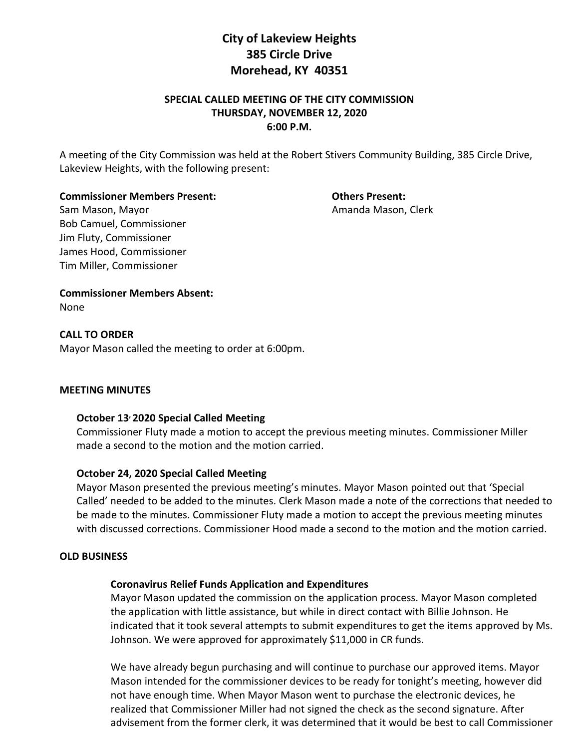# City of Lakeview Heights
## 385 Circle Drive
## Morehead, KY 40351

### SPECIAL CALLED MEETING OF THE CITY COMMISSION
### THURSDAY, NOVEMBER 12, 2020
### 6:00 P.M.

A meeting of the City Commission was held at the Robert Stivers Community Building, 385 Circle Drive, Lakeview Heights, with the following present:

**Commissioner Members Present:**
Sam Mason, Mayor
Bob Camuel, Commissioner
Jim Fluty, Commissioner
James Hood, Commissioner
Tim Miller, Commissioner

**Others Present:**
Amanda Mason, Clerk

**Commissioner Members Absent:**
None

**CALL TO ORDER**
Mayor Mason called the meeting to order at 6:00pm.

**MEETING MINUTES**

**October 13, 2020 Special Called Meeting**
Commissioner Fluty made a motion to accept the previous meeting minutes. Commissioner Miller made a second to the motion and the motion carried.

**October 24, 2020 Special Called Meeting**
Mayor Mason presented the previous meeting's minutes. Mayor Mason pointed out that 'Special Called' needed to be added to the minutes. Clerk Mason made a note of the corrections that needed to be made to the minutes. Commissioner Fluty made a motion to accept the previous meeting minutes with discussed corrections. Commissioner Hood made a second to the motion and the motion carried.

**OLD BUSINESS**

**Coronavirus Relief Funds Application and Expenditures**
Mayor Mason updated the commission on the application process. Mayor Mason completed the application with little assistance, but while in direct contact with Billie Johnson. He indicated that it took several attempts to submit expenditures to get the items approved by Ms. Johnson. We were approved for approximately $11,000 in CR funds.

We have already begun purchasing and will continue to purchase our approved items. Mayor Mason intended for the commissioner devices to be ready for tonight's meeting, however did not have enough time. When Mayor Mason went to purchase the electronic devices, he realized that Commissioner Miller had not signed the check as the second signature. After advisement from the former clerk, it was determined that it would be best to call Commissioner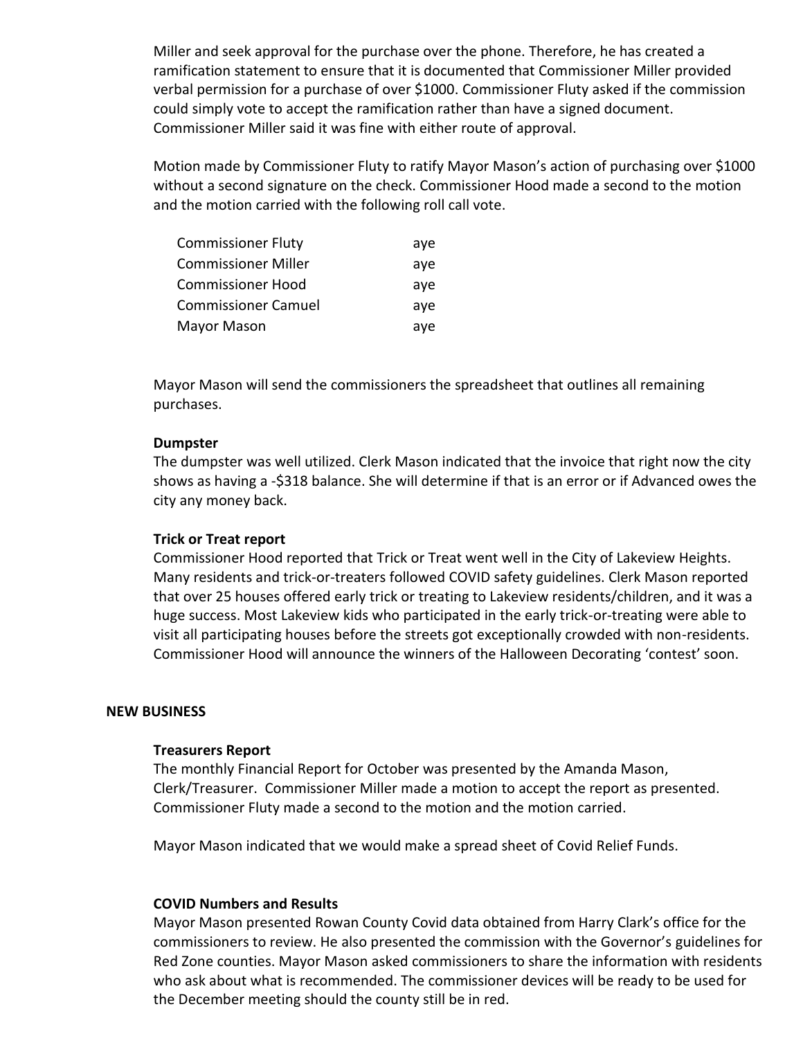Miller and seek approval for the purchase over the phone. Therefore, he has created a ramification statement to ensure that it is documented that Commissioner Miller provided verbal permission for a purchase of over $1000. Commissioner Fluty asked if the commission could simply vote to accept the ramification rather than have a signed document. Commissioner Miller said it was fine with either route of approval.

Motion made by Commissioner Fluty to ratify Mayor Mason's action of purchasing over $1000 without a second signature on the check. Commissioner Hood made a second to the motion and the motion carried with the following roll call vote.

| | |
|---|---|
| Commissioner Fluty | aye |
| Commissioner Miller | aye |
| Commissioner Hood | aye |
| Commissioner Camuel | aye |
| Mayor Mason | aye |

Mayor Mason will send the commissioners the spreadsheet that outlines all remaining purchases.

**Dumpster**

The dumpster was well utilized. Clerk Mason indicated that the invoice that right now the city shows as having a -$318 balance. She will determine if that is an error or if Advanced owes the city any money back.

**Trick or Treat report**

Commissioner Hood reported that Trick or Treat went well in the City of Lakeview Heights. Many residents and trick-or-treaters followed COVID safety guidelines. Clerk Mason reported that over 25 houses offered early trick or treating to Lakeview residents/children, and it was a huge success. Most Lakeview kids who participated in the early trick-or-treating were able to visit all participating houses before the streets got exceptionally crowded with non-residents. Commissioner Hood will announce the winners of the Halloween Decorating 'contest' soon.

## NEW BUSINESS

**Treasurers Report**

The monthly Financial Report for October was presented by the Amanda Mason, Clerk/Treasurer. Commissioner Miller made a motion to accept the report as presented. Commissioner Fluty made a second to the motion and the motion carried.

Mayor Mason indicated that we would make a spread sheet of Covid Relief Funds.

**COVID Numbers and Results**

Mayor Mason presented Rowan County Covid data obtained from Harry Clark's office for the commissioners to review. He also presented the commission with the Governor's guidelines for Red Zone counties. Mayor Mason asked commissioners to share the information with residents who ask about what is recommended. The commissioner devices will be ready to be used for the December meeting should the county still be in red.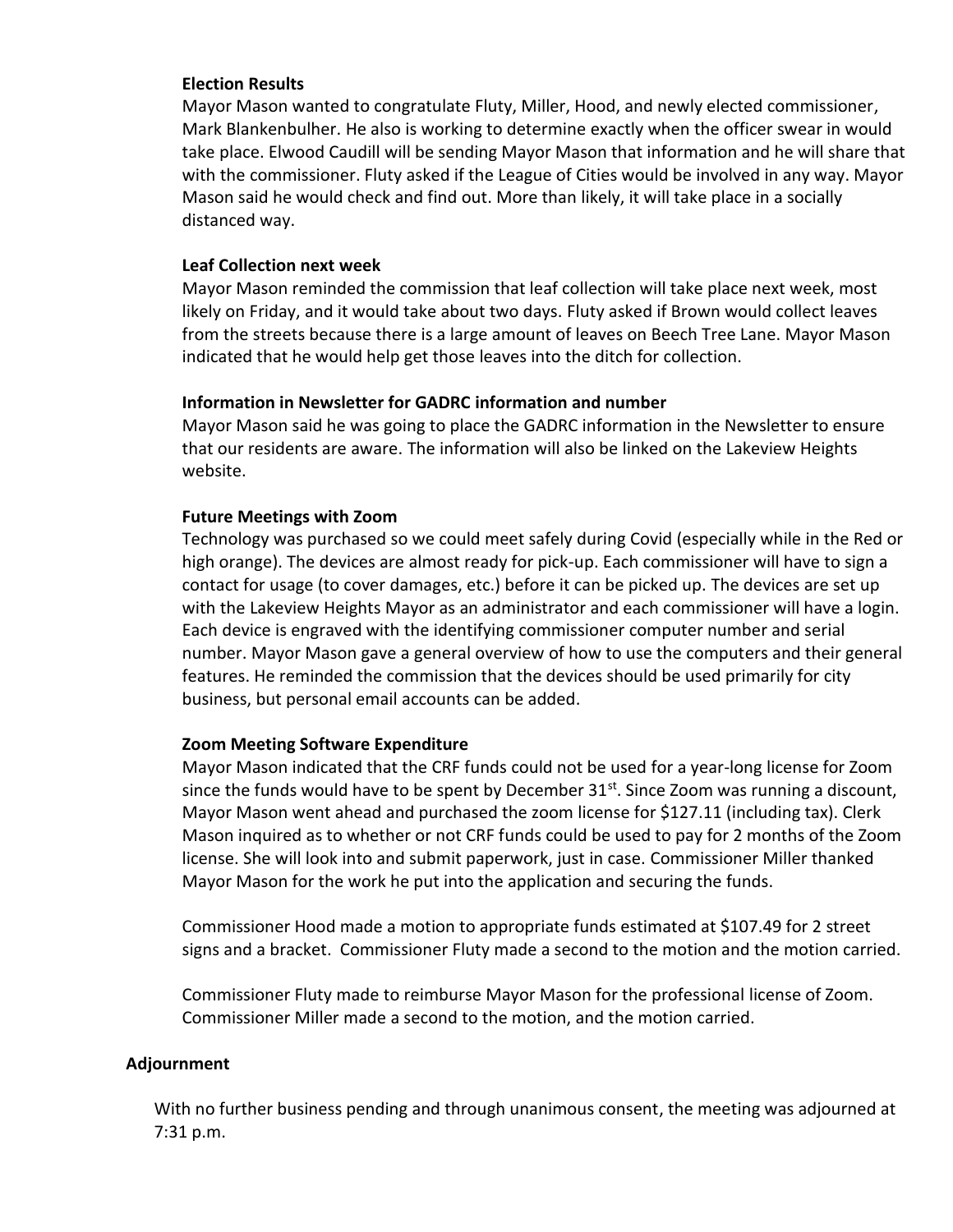**Election Results**

Mayor Mason wanted to congratulate Fluty, Miller, Hood, and newly elected commissioner, Mark Blankenbulher. He also is working to determine exactly when the officer swear in would take place. Elwood Caudill will be sending Mayor Mason that information and he will share that with the commissioner. Fluty asked if the League of Cities would be involved in any way. Mayor Mason said he would check and find out. More than likely, it will take place in a socially distanced way.

**Leaf Collection next week**

Mayor Mason reminded the commission that leaf collection will take place next week, most likely on Friday, and it would take about two days. Fluty asked if Brown would collect leaves from the streets because there is a large amount of leaves on Beech Tree Lane. Mayor Mason indicated that he would help get those leaves into the ditch for collection.

**Information in Newsletter for GADRC information and number**

Mayor Mason said he was going to place the GADRC information in the Newsletter to ensure that our residents are aware. The information will also be linked on the Lakeview Heights website.

**Future Meetings with Zoom**

Technology was purchased so we could meet safely during Covid (especially while in the Red or high orange). The devices are almost ready for pick-up. Each commissioner will have to sign a contact for usage (to cover damages, etc.) before it can be picked up. The devices are set up with the Lakeview Heights Mayor as an administrator and each commissioner will have a login. Each device is engraved with the identifying commissioner computer number and serial number. Mayor Mason gave a general overview of how to use the computers and their general features. He reminded the commission that the devices should be used primarily for city business, but personal email accounts can be added.

**Zoom Meeting Software Expenditure**

Mayor Mason indicated that the CRF funds could not be used for a year-long license for Zoom since the funds would have to be spent by December 31st. Since Zoom was running a discount, Mayor Mason went ahead and purchased the zoom license for $127.11 (including tax). Clerk Mason inquired as to whether or not CRF funds could be used to pay for 2 months of the Zoom license. She will look into and submit paperwork, just in case. Commissioner Miller thanked Mayor Mason for the work he put into the application and securing the funds.

Commissioner Hood made a motion to appropriate funds estimated at $107.49 for 2 street signs and a bracket. Commissioner Fluty made a second to the motion and the motion carried.

Commissioner Fluty made to reimburse Mayor Mason for the professional license of Zoom. Commissioner Miller made a second to the motion, and the motion carried.

**Adjournment**

With no further business pending and through unanimous consent, the meeting was adjourned at 7:31 p.m.